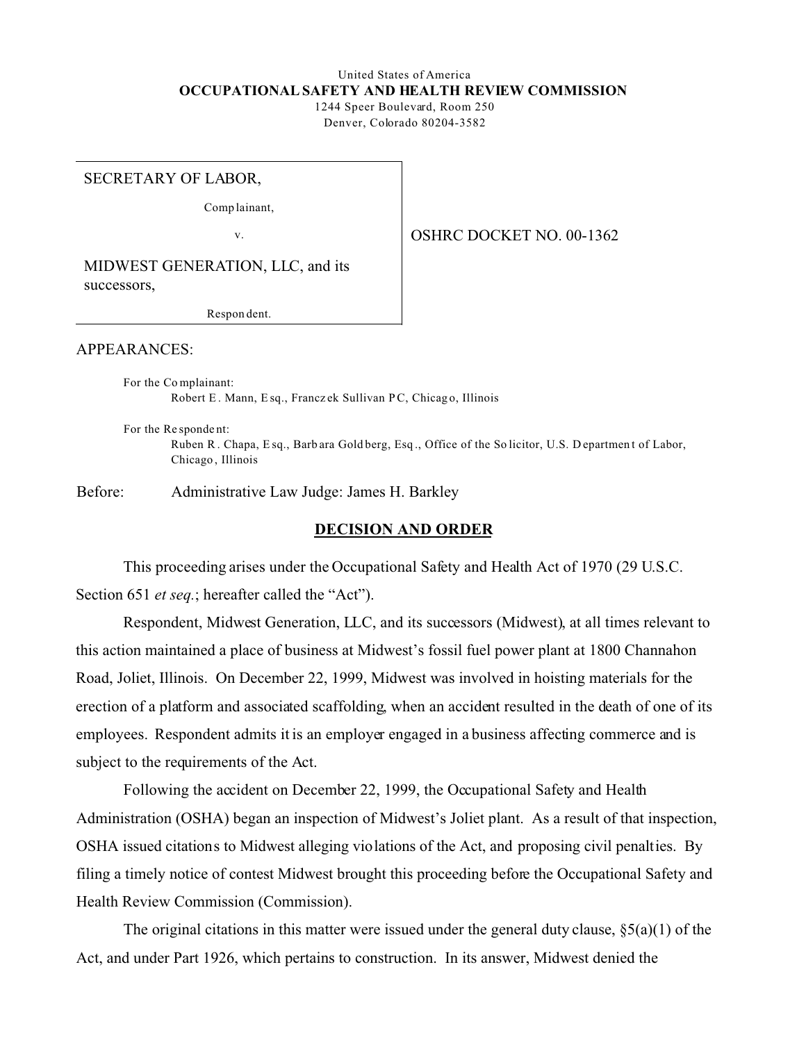United States of America

**OCCUPATIONAL SAFETY AND HEALTH REVIEW COMMISSION**

1244 Speer Boulevard, Room 250
Denver, Colorado 80204-3582

SECRETARY OF LABOR,

Complainant,

v.

MIDWEST GENERATION, LLC, and its successors,

Respondent.

OSHRC DOCKET NO. 00-1362

APPEARANCES:

For the Complainant:
Robert E. Mann, Esq., Franczek Sullivan PC, Chicago, Illinois

For the Respondent:
Ruben R. Chapa, Esq., Barbara Goldberg, Esq., Office of the Solicitor, U.S. Department of Labor, Chicago, Illinois

Before: Administrative Law Judge: James H. Barkley

## DECISION AND ORDER

This proceeding arises under the Occupational Safety and Health Act of 1970 (29 U.S.C. Section 651 *et seq.*; hereafter called the "Act").

Respondent, Midwest Generation, LLC, and its successors (Midwest), at all times relevant to this action maintained a place of business at Midwest's fossil fuel power plant at 1800 Channahon Road, Joliet, Illinois. On December 22, 1999, Midwest was involved in hoisting materials for the erection of a platform and associated scaffolding, when an accident resulted in the death of one of its employees. Respondent admits it is an employer engaged in a business affecting commerce and is subject to the requirements of the Act.

Following the accident on December 22, 1999, the Occupational Safety and Health Administration (OSHA) began an inspection of Midwest's Joliet plant. As a result of that inspection, OSHA issued citations to Midwest alleging violations of the Act, and proposing civil penalties. By filing a timely notice of contest Midwest brought this proceeding before the Occupational Safety and Health Review Commission (Commission).

The original citations in this matter were issued under the general duty clause, §5(a)(1) of the Act, and under Part 1926, which pertains to construction. In its answer, Midwest denied the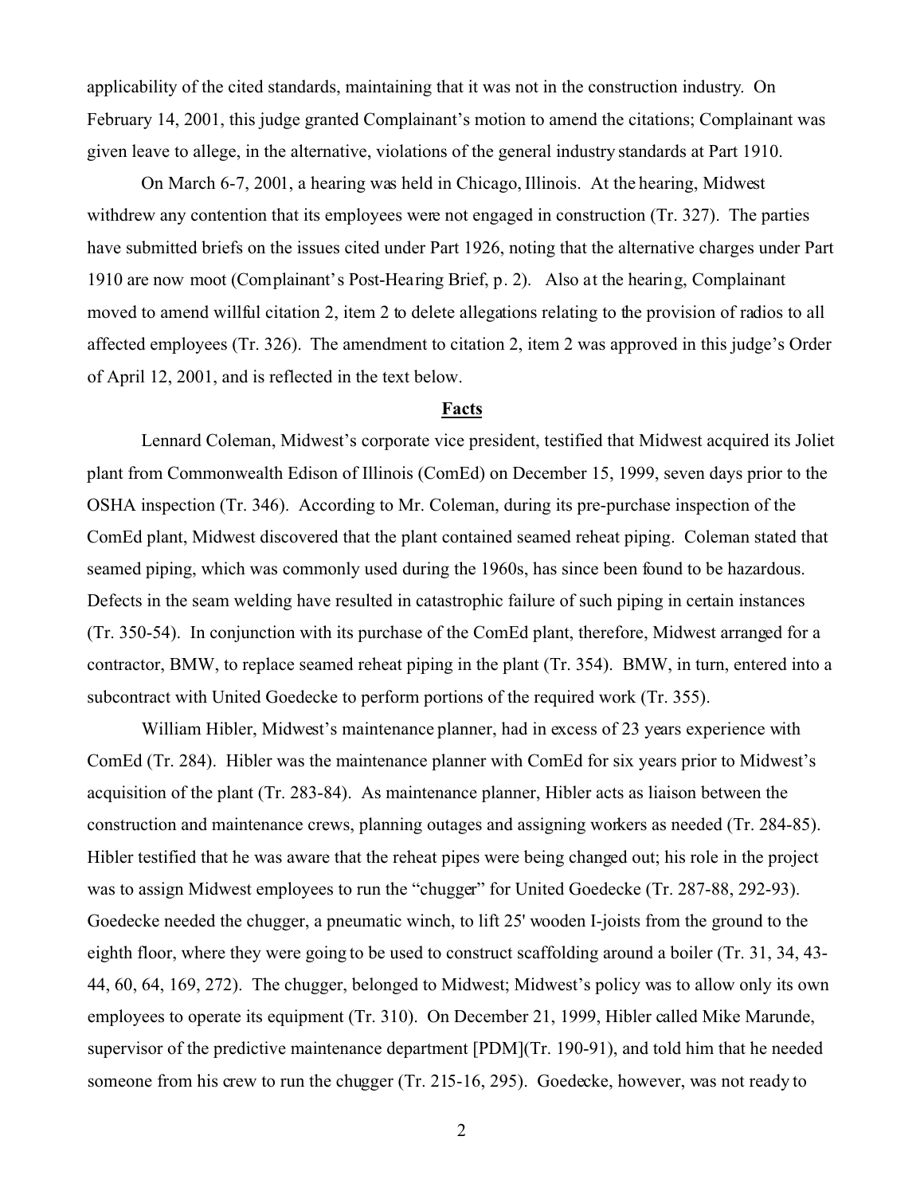applicability of the cited standards, maintaining that it was not in the construction industry. On February 14, 2001, this judge granted Complainant's motion to amend the citations; Complainant was given leave to allege, in the alternative, violations of the general industry standards at Part 1910.

On March 6-7, 2001, a hearing was held in Chicago, Illinois. At the hearing, Midwest withdrew any contention that its employees were not engaged in construction (Tr. 327). The parties have submitted briefs on the issues cited under Part 1926, noting that the alternative charges under Part 1910 are now moot (Complainant's Post-Hearing Brief, p. 2). Also at the hearing, Complainant moved to amend willful citation 2, item 2 to delete allegations relating to the provision of radios to all affected employees (Tr. 326). The amendment to citation 2, item 2 was approved in this judge's Order of April 12, 2001, and is reflected in the text below.

## Facts

Lennard Coleman, Midwest's corporate vice president, testified that Midwest acquired its Joliet plant from Commonwealth Edison of Illinois (ComEd) on December 15, 1999, seven days prior to the OSHA inspection (Tr. 346). According to Mr. Coleman, during its pre-purchase inspection of the ComEd plant, Midwest discovered that the plant contained seamed reheat piping. Coleman stated that seamed piping, which was commonly used during the 1960s, has since been found to be hazardous. Defects in the seam welding have resulted in catastrophic failure of such piping in certain instances (Tr. 350-54). In conjunction with its purchase of the ComEd plant, therefore, Midwest arranged for a contractor, BMW, to replace seamed reheat piping in the plant (Tr. 354). BMW, in turn, entered into a subcontract with United Goedecke to perform portions of the required work (Tr. 355).

William Hibler, Midwest's maintenance planner, had in excess of 23 years experience with ComEd (Tr. 284). Hibler was the maintenance planner with ComEd for six years prior to Midwest's acquisition of the plant (Tr. 283-84). As maintenance planner, Hibler acts as liaison between the construction and maintenance crews, planning outages and assigning workers as needed (Tr. 284-85). Hibler testified that he was aware that the reheat pipes were being changed out; his role in the project was to assign Midwest employees to run the "chugger" for United Goedecke (Tr. 287-88, 292-93). Goedecke needed the chugger, a pneumatic winch, to lift 25' wooden I-joists from the ground to the eighth floor, where they were going to be used to construct scaffolding around a boiler (Tr. 31, 34, 43-44, 60, 64, 169, 272). The chugger, belonged to Midwest; Midwest's policy was to allow only its own employees to operate its equipment (Tr. 310). On December 21, 1999, Hibler called Mike Marunde, supervisor of the predictive maintenance department [PDM](Tr. 190-91), and told him that he needed someone from his crew to run the chugger (Tr. 215-16, 295). Goedecke, however, was not ready to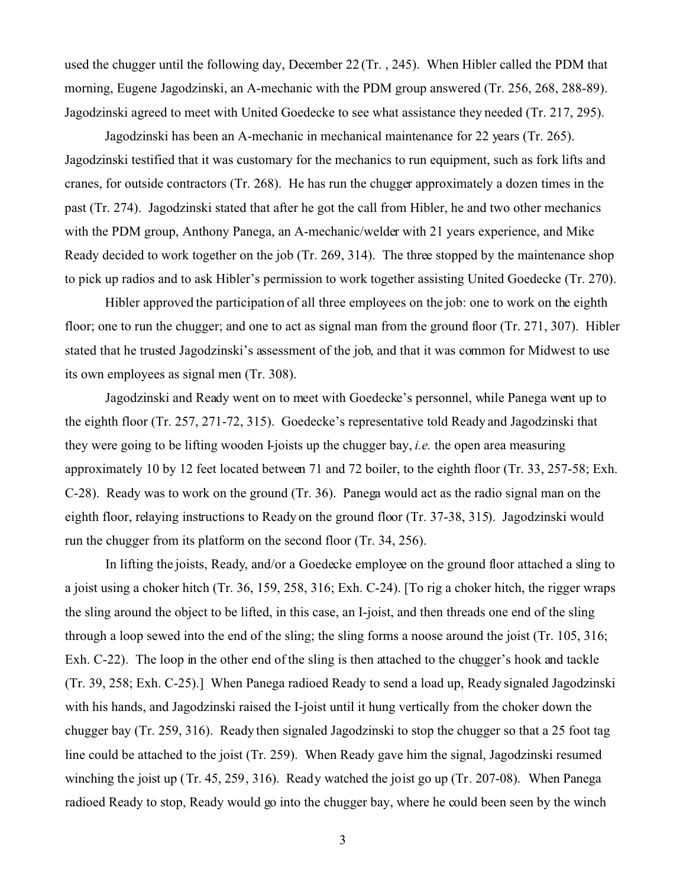used the chugger until the following day, December 22 (Tr. , 245). When Hibler called the PDM that morning, Eugene Jagodzinski, an A-mechanic with the PDM group answered (Tr. 256, 268, 288-89). Jagodzinski agreed to meet with United Goedecke to see what assistance they needed (Tr. 217, 295).

Jagodzinski has been an A-mechanic in mechanical maintenance for 22 years (Tr. 265). Jagodzinski testified that it was customary for the mechanics to run equipment, such as fork lifts and cranes, for outside contractors (Tr. 268). He has run the chugger approximately a dozen times in the past (Tr. 274). Jagodzinski stated that after he got the call from Hibler, he and two other mechanics with the PDM group, Anthony Panega, an A-mechanic/welder with 21 years experience, and Mike Ready decided to work together on the job (Tr. 269, 314). The three stopped by the maintenance shop to pick up radios and to ask Hibler's permission to work together assisting United Goedecke (Tr. 270).

Hibler approved the participation of all three employees on the job: one to work on the eighth floor; one to run the chugger; and one to act as signal man from the ground floor (Tr. 271, 307). Hibler stated that he trusted Jagodzinski's assessment of the job, and that it was common for Midwest to use its own employees as signal men (Tr. 308).

Jagodzinski and Ready went on to meet with Goedecke's personnel, while Panega went up to the eighth floor (Tr. 257, 271-72, 315). Goedecke's representative told Ready and Jagodzinski that they were going to be lifting wooden I-joists up the chugger bay, *i.e.* the open area measuring approximately 10 by 12 feet located between 71 and 72 boiler, to the eighth floor (Tr. 33, 257-58; Exh. C-28). Ready was to work on the ground (Tr. 36). Panega would act as the radio signal man on the eighth floor, relaying instructions to Ready on the ground floor (Tr. 37-38, 315). Jagodzinski would run the chugger from its platform on the second floor (Tr. 34, 256).

In lifting the joists, Ready, and/or a Goedecke employee on the ground floor attached a sling to a joist using a choker hitch (Tr. 36, 159, 258, 316; Exh. C-24). [To rig a choker hitch, the rigger wraps the sling around the object to be lifted, in this case, an I-joist, and then threads one end of the sling through a loop sewed into the end of the sling; the sling forms a noose around the joist (Tr. 105, 316; Exh. C-22). The loop in the other end of the sling is then attached to the chugger's hook and tackle (Tr. 39, 258; Exh. C-25).] When Panega radioed Ready to send a load up, Ready signaled Jagodzinski with his hands, and Jagodzinski raised the I-joist until it hung vertically from the choker down the chugger bay (Tr. 259, 316). Ready then signaled Jagodzinski to stop the chugger so that a 25 foot tag line could be attached to the joist (Tr. 259). When Ready gave him the signal, Jagodzinski resumed winching the joist up (Tr. 45, 259, 316). Ready watched the joist go up (Tr. 207-08). When Panega radioed Ready to stop, Ready would go into the chugger bay, where he could been seen by the winch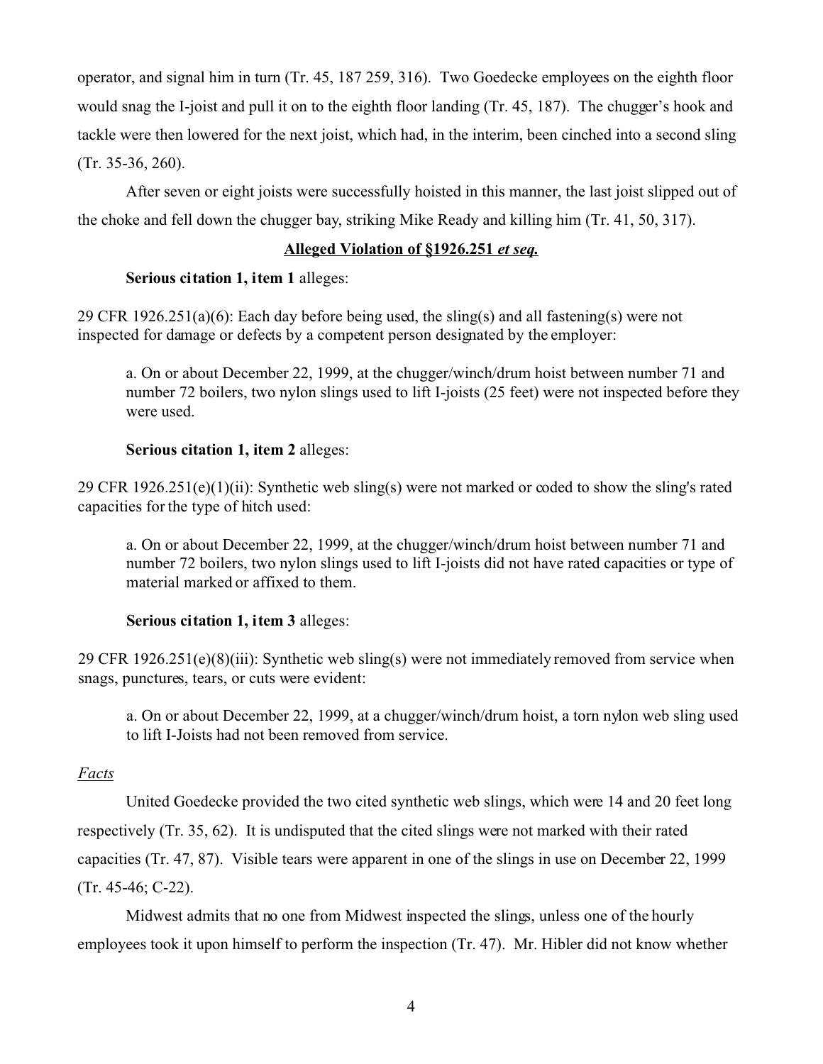operator, and signal him in turn (Tr. 45, 187 259, 316). Two Goedecke employees on the eighth floor would snag the I-joist and pull it on to the eighth floor landing (Tr. 45, 187). The chugger's hook and tackle were then lowered for the next joist, which had, in the interim, been cinched into a second sling (Tr. 35-36, 260).

After seven or eight joists were successfully hoisted in this manner, the last joist slipped out of the choke and fell down the chugger bay, striking Mike Ready and killing him (Tr. 41, 50, 317).

## Alleged Violation of §1926.251 *et seq.*

**Serious citation 1, item 1** alleges:

29 CFR 1926.251(a)(6): Each day before being used, the sling(s) and all fastening(s) were not inspected for damage or defects by a competent person designated by the employer:

> a. On or about December 22, 1999, at the chugger/winch/drum hoist between number 71 and number 72 boilers, two nylon slings used to lift I-joists (25 feet) were not inspected before they were used.

**Serious citation 1, item 2** alleges:

29 CFR 1926.251(e)(1)(ii): Synthetic web sling(s) were not marked or coded to show the sling's rated capacities for the type of hitch used:

> a. On or about December 22, 1999, at the chugger/winch/drum hoist between number 71 and number 72 boilers, two nylon slings used to lift I-joists did not have rated capacities or type of material marked or affixed to them.

**Serious citation 1, item 3** alleges:

29 CFR 1926.251(e)(8)(iii): Synthetic web sling(s) were not immediately removed from service when snags, punctures, tears, or cuts were evident:

> a. On or about December 22, 1999, at a chugger/winch/drum hoist, a torn nylon web sling used to lift I-Joists had not been removed from service.

*Facts*

United Goedecke provided the two cited synthetic web slings, which were 14 and 20 feet long respectively (Tr. 35, 62). It is undisputed that the cited slings were not marked with their rated capacities (Tr. 47, 87). Visible tears were apparent in one of the slings in use on December 22, 1999 (Tr. 45-46; C-22).

Midwest admits that no one from Midwest inspected the slings, unless one of the hourly employees took it upon himself to perform the inspection (Tr. 47). Mr. Hibler did not know whether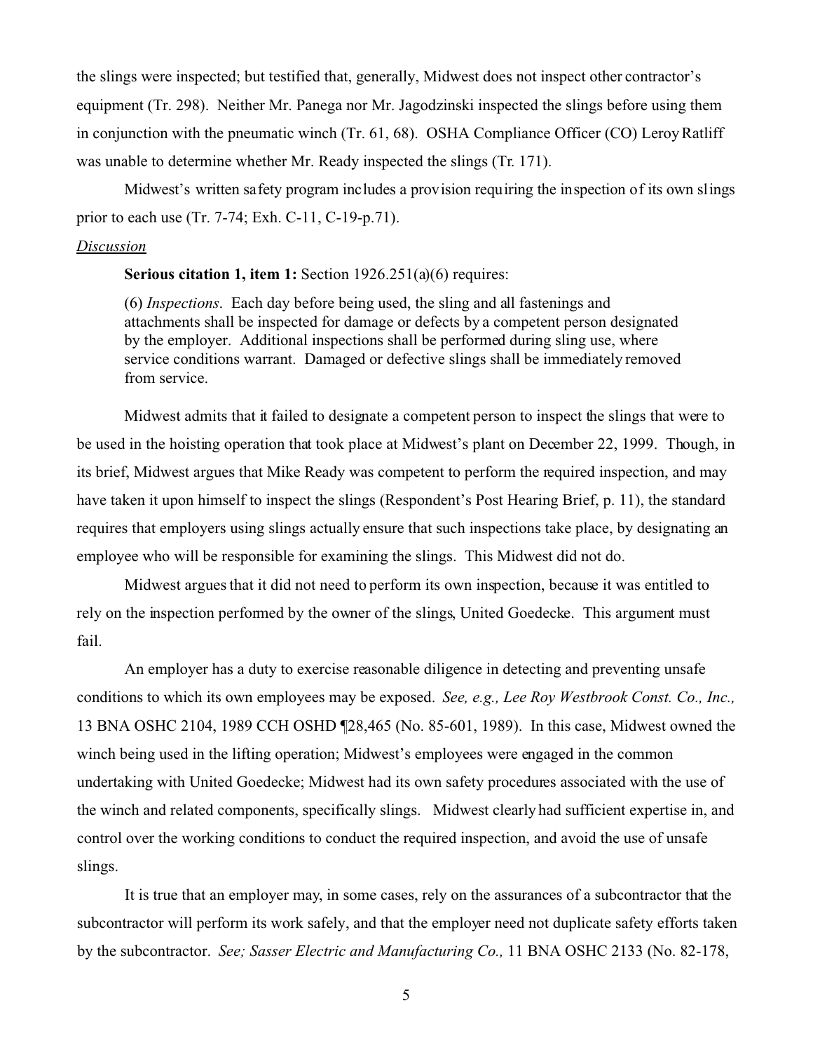the slings were inspected; but testified that, generally, Midwest does not inspect other contractor's equipment (Tr. 298). Neither Mr. Panega nor Mr. Jagodzinski inspected the slings before using them in conjunction with the pneumatic winch (Tr. 61, 68). OSHA Compliance Officer (CO) Leroy Ratliff was unable to determine whether Mr. Ready inspected the slings (Tr. 171).

Midwest's written safety program includes a provision requiring the inspection of its own slings prior to each use (Tr. 7-74; Exh. C-11, C-19-p.71).

*Discussion*

**Serious citation 1, item 1:** Section 1926.251(a)(6) requires:

> (6) *Inspections*. Each day before being used, the sling and all fastenings and attachments shall be inspected for damage or defects by a competent person designated by the employer. Additional inspections shall be performed during sling use, where service conditions warrant. Damaged or defective slings shall be immediately removed from service.

Midwest admits that it failed to designate a competent person to inspect the slings that were to be used in the hoisting operation that took place at Midwest's plant on December 22, 1999. Though, in its brief, Midwest argues that Mike Ready was competent to perform the required inspection, and may have taken it upon himself to inspect the slings (Respondent's Post Hearing Brief, p. 11), the standard requires that employers using slings actually ensure that such inspections take place, by designating an employee who will be responsible for examining the slings. This Midwest did not do.

Midwest argues that it did not need to perform its own inspection, because it was entitled to rely on the inspection performed by the owner of the slings, United Goedecke. This argument must fail.

An employer has a duty to exercise reasonable diligence in detecting and preventing unsafe conditions to which its own employees may be exposed. *See, e.g., Lee Roy Westbrook Const. Co., Inc.,* 13 BNA OSHC 2104, 1989 CCH OSHD ¶28,465 (No. 85-601, 1989). In this case, Midwest owned the winch being used in the lifting operation; Midwest's employees were engaged in the common undertaking with United Goedecke; Midwest had its own safety procedures associated with the use of the winch and related components, specifically slings. Midwest clearly had sufficient expertise in, and control over the working conditions to conduct the required inspection, and avoid the use of unsafe slings.

It is true that an employer may, in some cases, rely on the assurances of a subcontractor that the subcontractor will perform its work safely, and that the employer need not duplicate safety efforts taken by the subcontractor. *See; Sasser Electric and Manufacturing Co.,* 11 BNA OSHC 2133 (No. 82-178,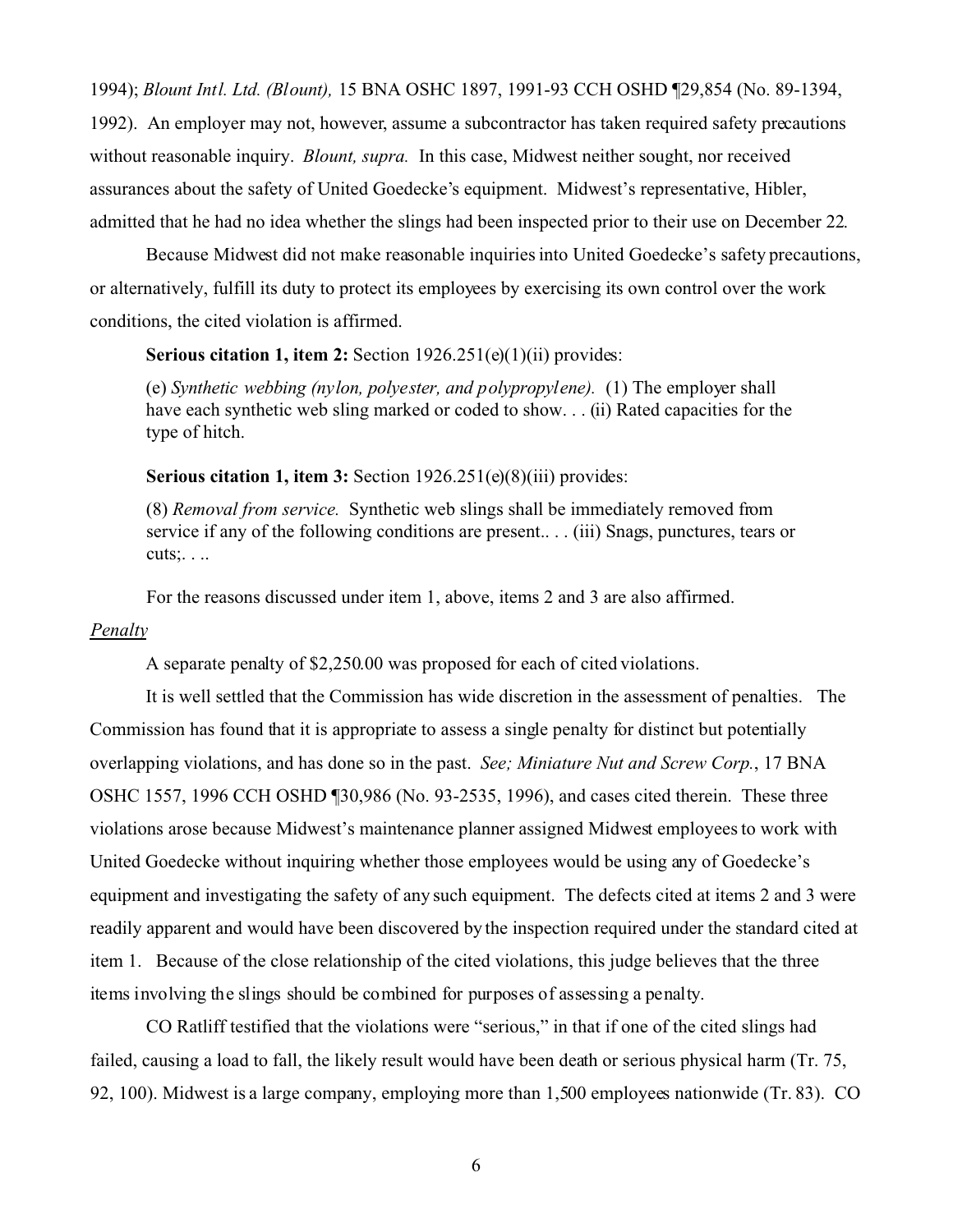1994); *Blount Intl. Ltd. (Blount),* 15 BNA OSHC 1897, 1991-93 CCH OSHD ¶29,854 (No. 89-1394, 1992). An employer may not, however, assume a subcontractor has taken required safety precautions without reasonable inquiry. *Blount, supra.* In this case, Midwest neither sought, nor received assurances about the safety of United Goedecke's equipment. Midwest's representative, Hibler, admitted that he had no idea whether the slings had been inspected prior to their use on December 22.

Because Midwest did not make reasonable inquiries into United Goedecke's safety precautions, or alternatively, fulfill its duty to protect its employees by exercising its own control over the work conditions, the cited violation is affirmed.

**Serious citation 1, item 2:** Section 1926.251(e)(1)(ii) provides:

> (e) *Synthetic webbing (nylon, polyester, and polypropylene).* (1) The employer shall have each synthetic web sling marked or coded to show. . . (ii) Rated capacities for the type of hitch.

**Serious citation 1, item 3:** Section 1926.251(e)(8)(iii) provides:

> (8) *Removal from service.* Synthetic web slings shall be immediately removed from service if any of the following conditions are present.. . . (iii) Snags, punctures, tears or cuts;. . ..

For the reasons discussed under item 1, above, items 2 and 3 are also affirmed.

*Penalty*

A separate penalty of $2,250.00 was proposed for each of cited violations.

It is well settled that the Commission has wide discretion in the assessment of penalties. The Commission has found that it is appropriate to assess a single penalty for distinct but potentially overlapping violations, and has done so in the past. *See; Miniature Nut and Screw Corp.*, 17 BNA OSHC 1557, 1996 CCH OSHD ¶30,986 (No. 93-2535, 1996), and cases cited therein. These three violations arose because Midwest's maintenance planner assigned Midwest employees to work with United Goedecke without inquiring whether those employees would be using any of Goedecke's equipment and investigating the safety of any such equipment. The defects cited at items 2 and 3 were readily apparent and would have been discovered by the inspection required under the standard cited at item 1. Because of the close relationship of the cited violations, this judge believes that the three items involving the slings should be combined for purposes of assessing a penalty.

CO Ratliff testified that the violations were "serious," in that if one of the cited slings had failed, causing a load to fall, the likely result would have been death or serious physical harm (Tr. 75, 92, 100). Midwest is a large company, employing more than 1,500 employees nationwide (Tr. 83). CO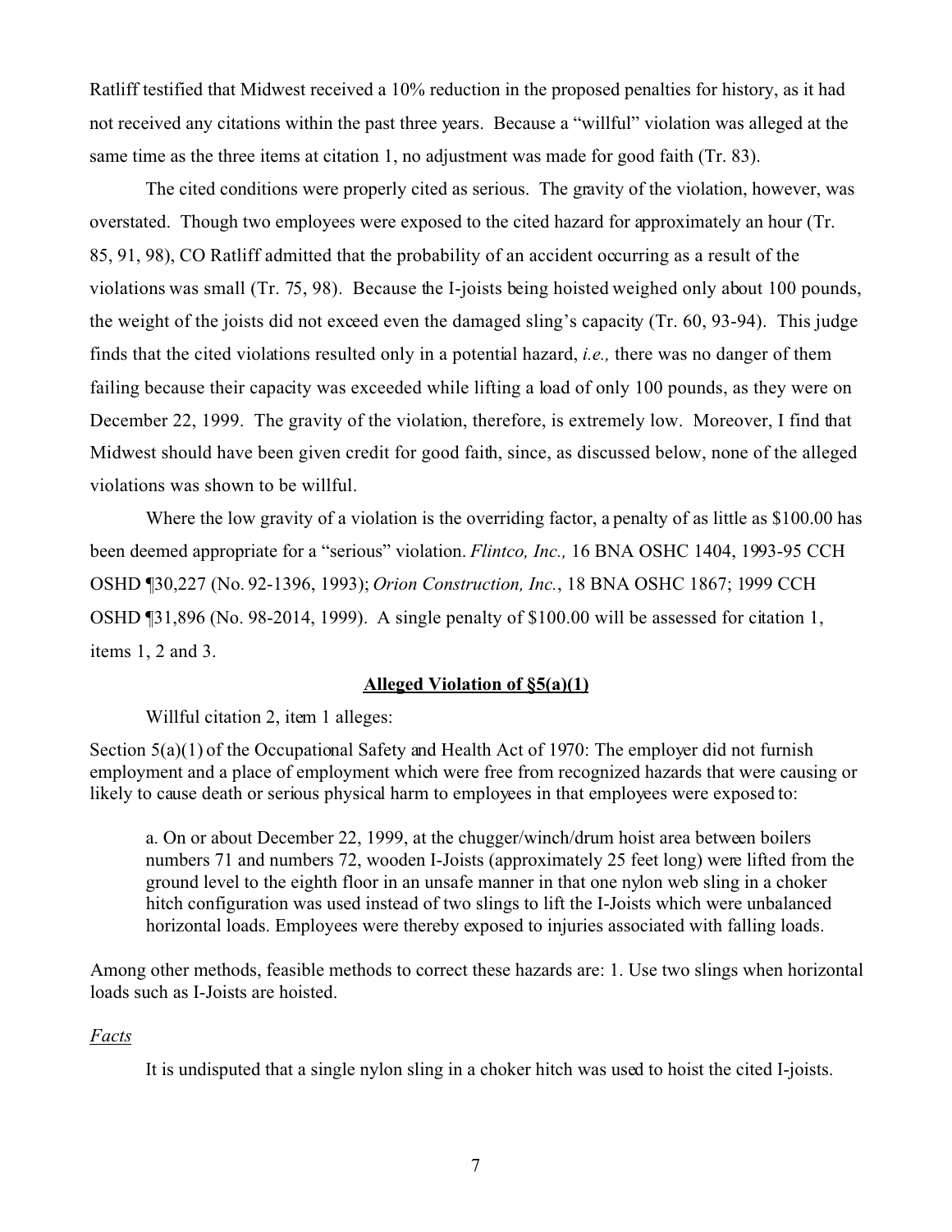Ratliff testified that Midwest received a 10% reduction in the proposed penalties for history, as it had not received any citations within the past three years. Because a "willful" violation was alleged at the same time as the three items at citation 1, no adjustment was made for good faith (Tr. 83).

The cited conditions were properly cited as serious. The gravity of the violation, however, was overstated. Though two employees were exposed to the cited hazard for approximately an hour (Tr. 85, 91, 98), CO Ratliff admitted that the probability of an accident occurring as a result of the violations was small (Tr. 75, 98). Because the I-joists being hoisted weighed only about 100 pounds, the weight of the joists did not exceed even the damaged sling's capacity (Tr. 60, 93-94). This judge finds that the cited violations resulted only in a potential hazard, *i.e.,* there was no danger of them failing because their capacity was exceeded while lifting a load of only 100 pounds, as they were on December 22, 1999. The gravity of the violation, therefore, is extremely low. Moreover, I find that Midwest should have been given credit for good faith, since, as discussed below, none of the alleged violations was shown to be willful.

Where the low gravity of a violation is the overriding factor, a penalty of as little as $100.00 has been deemed appropriate for a "serious" violation. *Flintco, Inc.,* 16 BNA OSHC 1404, 1993-95 CCH OSHD ¶30,227 (No. 92-1396, 1993); *Orion Construction, Inc.*, 18 BNA OSHC 1867; 1999 CCH OSHD ¶31,896 (No. 98-2014, 1999). A single penalty of $100.00 will be assessed for citation 1, items 1, 2 and 3.

**Alleged Violation of §5(a)(1)**

Willful citation 2, item 1 alleges:

Section 5(a)(1) of the Occupational Safety and Health Act of 1970: The employer did not furnish employment and a place of employment which were free from recognized hazards that were causing or likely to cause death or serious physical harm to employees in that employees were exposed to:

> a. On or about December 22, 1999, at the chugger/winch/drum hoist area between boilers numbers 71 and numbers 72, wooden I-Joists (approximately 25 feet long) were lifted from the ground level to the eighth floor in an unsafe manner in that one nylon web sling in a choker hitch configuration was used instead of two slings to lift the I-Joists which were unbalanced horizontal loads. Employees were thereby exposed to injuries associated with falling loads.

Among other methods, feasible methods to correct these hazards are: 1. Use two slings when horizontal loads such as I-Joists are hoisted.

*Facts*

It is undisputed that a single nylon sling in a choker hitch was used to hoist the cited I-joists.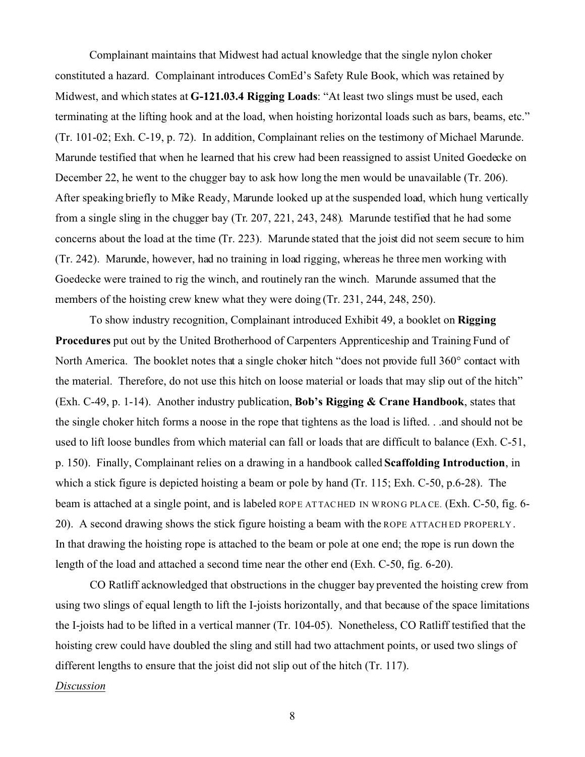Complainant maintains that Midwest had actual knowledge that the single nylon choker constituted a hazard. Complainant introduces ComEd's Safety Rule Book, which was retained by Midwest, and which states at **G-121.03.4 Rigging Loads**: "At least two slings must be used, each terminating at the lifting hook and at the load, when hoisting horizontal loads such as bars, beams, etc." (Tr. 101-02; Exh. C-19, p. 72). In addition, Complainant relies on the testimony of Michael Marunde. Marunde testified that when he learned that his crew had been reassigned to assist United Goedecke on December 22, he went to the chugger bay to ask how long the men would be unavailable (Tr. 206). After speaking briefly to Mike Ready, Marunde looked up at the suspended load, which hung vertically from a single sling in the chugger bay (Tr. 207, 221, 243, 248). Marunde testified that he had some concerns about the load at the time (Tr. 223). Marunde stated that the joist did not seem secure to him (Tr. 242). Marunde, however, had no training in load rigging, whereas he three men working with Goedecke were trained to rig the winch, and routinely ran the winch. Marunde assumed that the members of the hoisting crew knew what they were doing (Tr. 231, 244, 248, 250).

To show industry recognition, Complainant introduced Exhibit 49, a booklet on **Rigging Procedures** put out by the United Brotherhood of Carpenters Apprenticeship and Training Fund of North America. The booklet notes that a single choker hitch "does not provide full 360° contact with the material. Therefore, do not use this hitch on loose material or loads that may slip out of the hitch" (Exh. C-49, p. 1-14). Another industry publication, **Bob's Rigging & Crane Handbook**, states that the single choker hitch forms a noose in the rope that tightens as the load is lifted. . .and should not be used to lift loose bundles from which material can fall or loads that are difficult to balance (Exh. C-51, p. 150). Finally, Complainant relies on a drawing in a handbook called **Scaffolding Introduction**, in which a stick figure is depicted hoisting a beam or pole by hand (Tr. 115; Exh. C-50, p.6-28). The beam is attached at a single point, and is labeled ROPE ATTACHED IN WRONG PLACE. (Exh. C-50, fig. 6-20). A second drawing shows the stick figure hoisting a beam with the ROPE ATTACHED PROPERLY. In that drawing the hoisting rope is attached to the beam or pole at one end; the rope is run down the length of the load and attached a second time near the other end (Exh. C-50, fig. 6-20).

CO Ratliff acknowledged that obstructions in the chugger bay prevented the hoisting crew from using two slings of equal length to lift the I-joists horizontally, and that because of the space limitations the I-joists had to be lifted in a vertical manner (Tr. 104-05). Nonetheless, CO Ratliff testified that the hoisting crew could have doubled the sling and still had two attachment points, or used two slings of different lengths to ensure that the joist did not slip out of the hitch (Tr. 117).

*Discussion*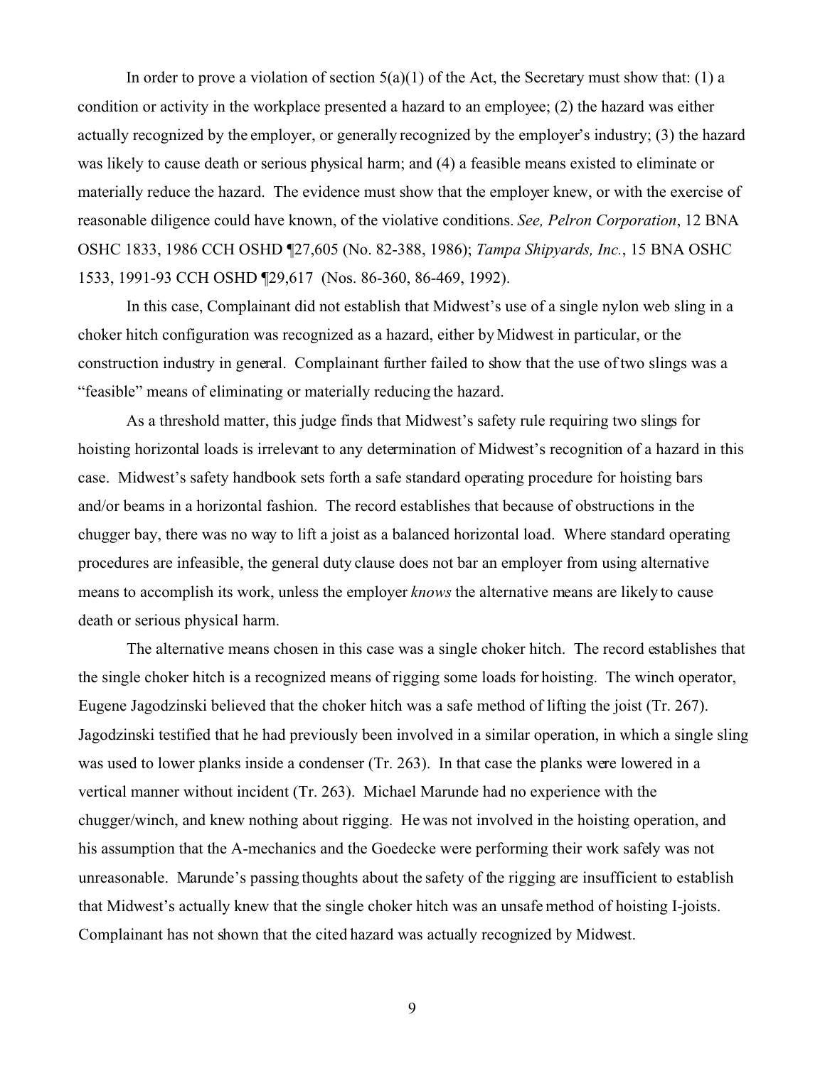In order to prove a violation of section 5(a)(1) of the Act, the Secretary must show that: (1) a condition or activity in the workplace presented a hazard to an employee; (2) the hazard was either actually recognized by the employer, or generally recognized by the employer's industry; (3) the hazard was likely to cause death or serious physical harm; and (4) a feasible means existed to eliminate or materially reduce the hazard. The evidence must show that the employer knew, or with the exercise of reasonable diligence could have known, of the violative conditions. *See, Pelron Corporation*, 12 BNA OSHC 1833, 1986 CCH OSHD ¶27,605 (No. 82-388, 1986); *Tampa Shipyards, Inc.*, 15 BNA OSHC 1533, 1991-93 CCH OSHD ¶29,617 (Nos. 86-360, 86-469, 1992).

In this case, Complainant did not establish that Midwest's use of a single nylon web sling in a choker hitch configuration was recognized as a hazard, either by Midwest in particular, or the construction industry in general. Complainant further failed to show that the use of two slings was a "feasible" means of eliminating or materially reducing the hazard.

As a threshold matter, this judge finds that Midwest's safety rule requiring two slings for hoisting horizontal loads is irrelevant to any determination of Midwest's recognition of a hazard in this case. Midwest's safety handbook sets forth a safe standard operating procedure for hoisting bars and/or beams in a horizontal fashion. The record establishes that because of obstructions in the chugger bay, there was no way to lift a joist as a balanced horizontal load. Where standard operating procedures are infeasible, the general duty clause does not bar an employer from using alternative means to accomplish its work, unless the employer *knows* the alternative means are likely to cause death or serious physical harm.

The alternative means chosen in this case was a single choker hitch. The record establishes that the single choker hitch is a recognized means of rigging some loads for hoisting. The winch operator, Eugene Jagodzinski believed that the choker hitch was a safe method of lifting the joist (Tr. 267). Jagodzinski testified that he had previously been involved in a similar operation, in which a single sling was used to lower planks inside a condenser (Tr. 263). In that case the planks were lowered in a vertical manner without incident (Tr. 263). Michael Marunde had no experience with the chugger/winch, and knew nothing about rigging. He was not involved in the hoisting operation, and his assumption that the A-mechanics and the Goedecke were performing their work safely was not unreasonable. Marunde's passing thoughts about the safety of the rigging are insufficient to establish that Midwest's actually knew that the single choker hitch was an unsafe method of hoisting I-joists. Complainant has not shown that the cited hazard was actually recognized by Midwest.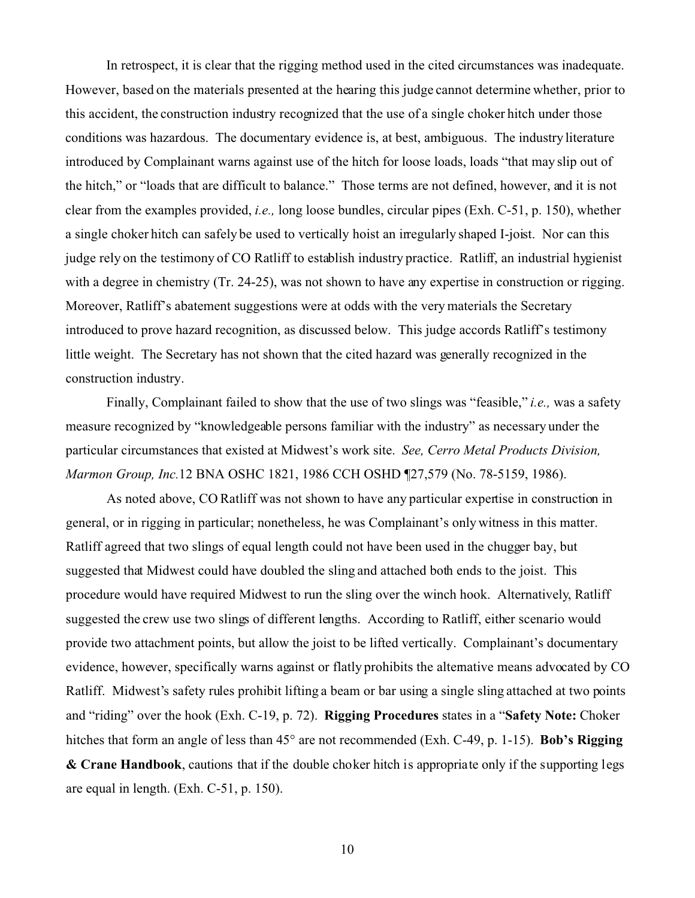In retrospect, it is clear that the rigging method used in the cited circumstances was inadequate. However, based on the materials presented at the hearing this judge cannot determine whether, prior to this accident, the construction industry recognized that the use of a single choker hitch under those conditions was hazardous. The documentary evidence is, at best, ambiguous. The industry literature introduced by Complainant warns against use of the hitch for loose loads, loads "that may slip out of the hitch," or "loads that are difficult to balance." Those terms are not defined, however, and it is not clear from the examples provided, *i.e.,* long loose bundles, circular pipes (Exh. C-51, p. 150), whether a single choker hitch can safely be used to vertically hoist an irregularly shaped I-joist. Nor can this judge rely on the testimony of CO Ratliff to establish industry practice. Ratliff, an industrial hygienist with a degree in chemistry (Tr. 24-25), was not shown to have any expertise in construction or rigging. Moreover, Ratliff's abatement suggestions were at odds with the very materials the Secretary introduced to prove hazard recognition, as discussed below. This judge accords Ratliff's testimony little weight. The Secretary has not shown that the cited hazard was generally recognized in the construction industry.

Finally, Complainant failed to show that the use of two slings was "feasible," *i.e.,* was a safety measure recognized by "knowledgeable persons familiar with the industry" as necessary under the particular circumstances that existed at Midwest's work site. *See, Cerro Metal Products Division, Marmon Group, Inc.*12 BNA OSHC 1821, 1986 CCH OSHD ¶27,579 (No. 78-5159, 1986).

As noted above, CO Ratliff was not shown to have any particular expertise in construction in general, or in rigging in particular; nonetheless, he was Complainant's only witness in this matter. Ratliff agreed that two slings of equal length could not have been used in the chugger bay, but suggested that Midwest could have doubled the sling and attached both ends to the joist. This procedure would have required Midwest to run the sling over the winch hook. Alternatively, Ratliff suggested the crew use two slings of different lengths. According to Ratliff, either scenario would provide two attachment points, but allow the joist to be lifted vertically. Complainant's documentary evidence, however, specifically warns against or flatly prohibits the alternative means advocated by CO Ratliff. Midwest's safety rules prohibit lifting a beam or bar using a single sling attached at two points and "riding" over the hook (Exh. C-19, p. 72). **Rigging Procedures** states in a "**Safety Note:** Choker hitches that form an angle of less than 45° are not recommended (Exh. C-49, p. 1-15). **Bob's Rigging & Crane Handbook**, cautions that if the double choker hitch is appropriate only if the supporting legs are equal in length. (Exh. C-51, p. 150).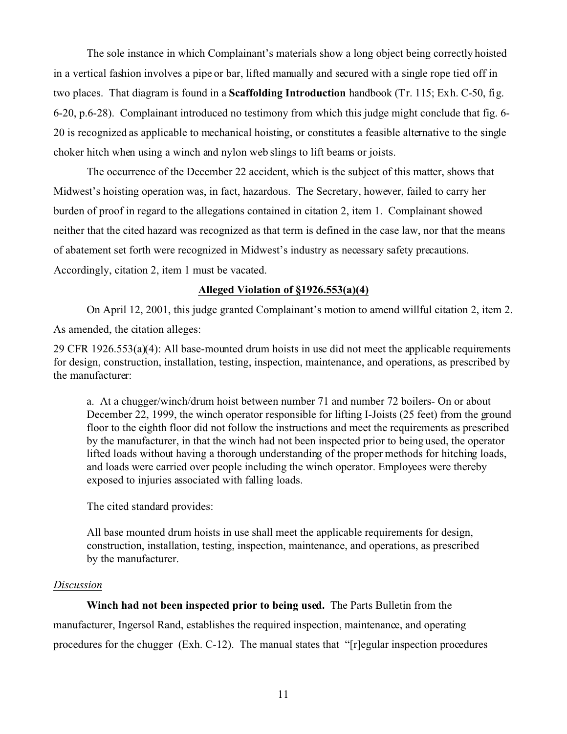The sole instance in which Complainant's materials show a long object being correctly hoisted in a vertical fashion involves a pipe or bar, lifted manually and secured with a single rope tied off in two places. That diagram is found in a **Scaffolding Introduction** handbook (Tr. 115; Exh. C-50, fig. 6-20, p.6-28). Complainant introduced no testimony from which this judge might conclude that fig. 6-20 is recognized as applicable to mechanical hoisting, or constitutes a feasible alternative to the single choker hitch when using a winch and nylon web slings to lift beams or joists.

The occurrence of the December 22 accident, which is the subject of this matter, shows that Midwest's hoisting operation was, in fact, hazardous. The Secretary, however, failed to carry her burden of proof in regard to the allegations contained in citation 2, item 1. Complainant showed neither that the cited hazard was recognized as that term is defined in the case law, nor that the means of abatement set forth were recognized in Midwest's industry as necessary safety precautions. Accordingly, citation 2, item 1 must be vacated.

## Alleged Violation of §1926.553(a)(4)

On April 12, 2001, this judge granted Complainant's motion to amend willful citation 2, item 2. As amended, the citation alleges:

29 CFR 1926.553(a)(4): All base-mounted drum hoists in use did not meet the applicable requirements for design, construction, installation, testing, inspection, maintenance, and operations, as prescribed by the manufacturer:

> a. At a chugger/winch/drum hoist between number 71 and number 72 boilers- On or about December 22, 1999, the winch operator responsible for lifting I-Joists (25 feet) from the ground floor to the eighth floor did not follow the instructions and meet the requirements as prescribed by the manufacturer, in that the winch had not been inspected prior to being used, the operator lifted loads without having a thorough understanding of the proper methods for hitching loads, and loads were carried over people including the winch operator. Employees were thereby exposed to injuries associated with falling loads.

The cited standard provides:

> All base mounted drum hoists in use shall meet the applicable requirements for design, construction, installation, testing, inspection, maintenance, and operations, as prescribed by the manufacturer.

*Discussion*

**Winch had not been inspected prior to being used.** The Parts Bulletin from the manufacturer, Ingersol Rand, establishes the required inspection, maintenance, and operating procedures for the chugger (Exh. C-12). The manual states that "[r]egular inspection procedures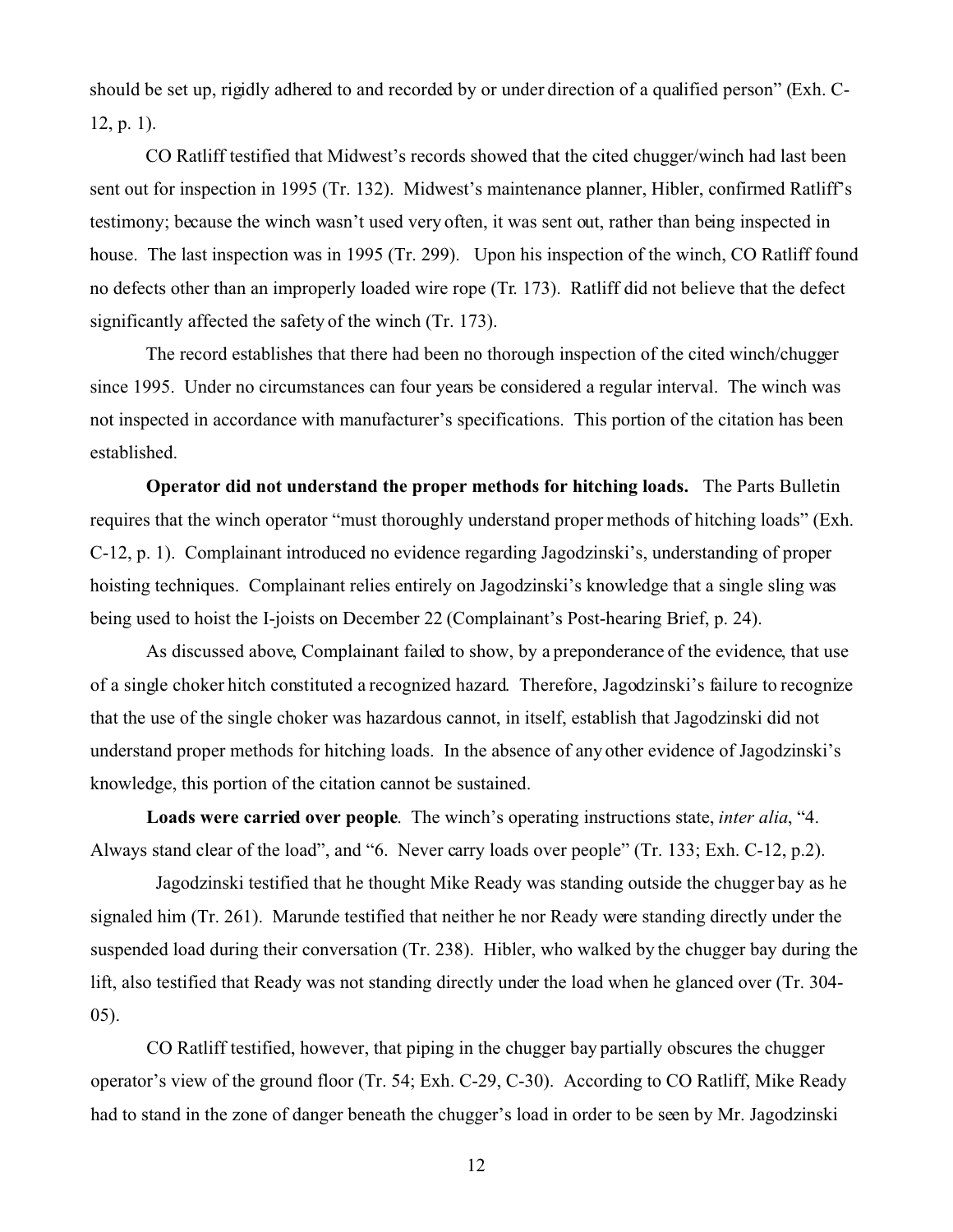should be set up, rigidly adhered to and recorded by or under direction of a qualified person" (Exh. C-12, p. 1).

CO Ratliff testified that Midwest's records showed that the cited chugger/winch had last been sent out for inspection in 1995 (Tr. 132). Midwest's maintenance planner, Hibler, confirmed Ratliff's testimony; because the winch wasn't used very often, it was sent out, rather than being inspected in house. The last inspection was in 1995 (Tr. 299). Upon his inspection of the winch, CO Ratliff found no defects other than an improperly loaded wire rope (Tr. 173). Ratliff did not believe that the defect significantly affected the safety of the winch (Tr. 173).

The record establishes that there had been no thorough inspection of the cited winch/chugger since 1995. Under no circumstances can four years be considered a regular interval. The winch was not inspected in accordance with manufacturer's specifications. This portion of the citation has been established.

**Operator did not understand the proper methods for hitching loads.** The Parts Bulletin requires that the winch operator "must thoroughly understand proper methods of hitching loads" (Exh. C-12, p. 1). Complainant introduced no evidence regarding Jagodzinski's, understanding of proper hoisting techniques. Complainant relies entirely on Jagodzinski's knowledge that a single sling was being used to hoist the I-joists on December 22 (Complainant's Post-hearing Brief, p. 24).

As discussed above, Complainant failed to show, by a preponderance of the evidence, that use of a single choker hitch constituted a recognized hazard. Therefore, Jagodzinski's failure to recognize that the use of the single choker was hazardous cannot, in itself, establish that Jagodzinski did not understand proper methods for hitching loads. In the absence of any other evidence of Jagodzinski's knowledge, this portion of the citation cannot be sustained.

**Loads were carried over people**. The winch's operating instructions state, *inter alia*, "4. Always stand clear of the load", and "6. Never carry loads over people" (Tr. 133; Exh. C-12, p.2).

Jagodzinski testified that he thought Mike Ready was standing outside the chugger bay as he signaled him (Tr. 261). Marunde testified that neither he nor Ready were standing directly under the suspended load during their conversation (Tr. 238). Hibler, who walked by the chugger bay during the lift, also testified that Ready was not standing directly under the load when he glanced over (Tr. 304-05).

CO Ratliff testified, however, that piping in the chugger bay partially obscures the chugger operator's view of the ground floor (Tr. 54; Exh. C-29, C-30). According to CO Ratliff, Mike Ready had to stand in the zone of danger beneath the chugger's load in order to be seen by Mr. Jagodzinski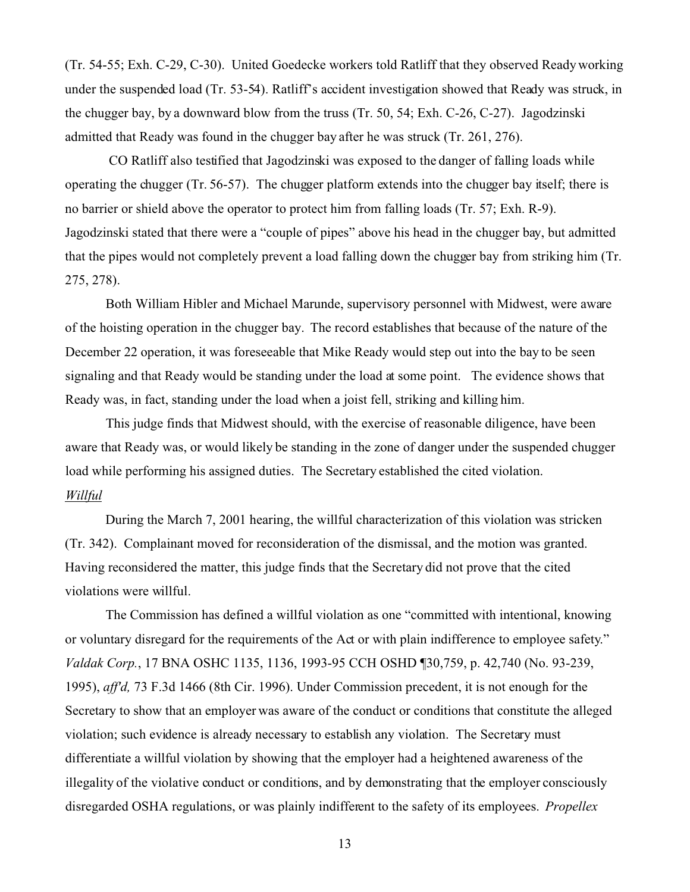(Tr. 54-55; Exh. C-29, C-30). United Goedecke workers told Ratliff that they observed Ready working under the suspended load (Tr. 53-54). Ratliff's accident investigation showed that Ready was struck, in the chugger bay, by a downward blow from the truss (Tr. 50, 54; Exh. C-26, C-27). Jagodzinski admitted that Ready was found in the chugger bay after he was struck (Tr. 261, 276).

CO Ratliff also testified that Jagodzinski was exposed to the danger of falling loads while operating the chugger (Tr. 56-57). The chugger platform extends into the chugger bay itself; there is no barrier or shield above the operator to protect him from falling loads (Tr. 57; Exh. R-9). Jagodzinski stated that there were a "couple of pipes" above his head in the chugger bay, but admitted that the pipes would not completely prevent a load falling down the chugger bay from striking him (Tr. 275, 278).

Both William Hibler and Michael Marunde, supervisory personnel with Midwest, were aware of the hoisting operation in the chugger bay. The record establishes that because of the nature of the December 22 operation, it was foreseeable that Mike Ready would step out into the bay to be seen signaling and that Ready would be standing under the load at some point. The evidence shows that Ready was, in fact, standing under the load when a joist fell, striking and killing him.

This judge finds that Midwest should, with the exercise of reasonable diligence, have been aware that Ready was, or would likely be standing in the zone of danger under the suspended chugger load while performing his assigned duties. The Secretary established the cited violation.

*Willful*

During the March 7, 2001 hearing, the willful characterization of this violation was stricken (Tr. 342). Complainant moved for reconsideration of the dismissal, and the motion was granted. Having reconsidered the matter, this judge finds that the Secretary did not prove that the cited violations were willful.

The Commission has defined a willful violation as one "committed with intentional, knowing or voluntary disregard for the requirements of the Act or with plain indifference to employee safety." *Valdak Corp.*, 17 BNA OSHC 1135, 1136, 1993-95 CCH OSHD ¶30,759, p. 42,740 (No. 93-239, 1995), *aff'd,* 73 F.3d 1466 (8th Cir. 1996). Under Commission precedent, it is not enough for the Secretary to show that an employer was aware of the conduct or conditions that constitute the alleged violation; such evidence is already necessary to establish any violation. The Secretary must differentiate a willful violation by showing that the employer had a heightened awareness of the illegality of the violative conduct or conditions, and by demonstrating that the employer consciously disregarded OSHA regulations, or was plainly indifferent to the safety of its employees. *Propellex*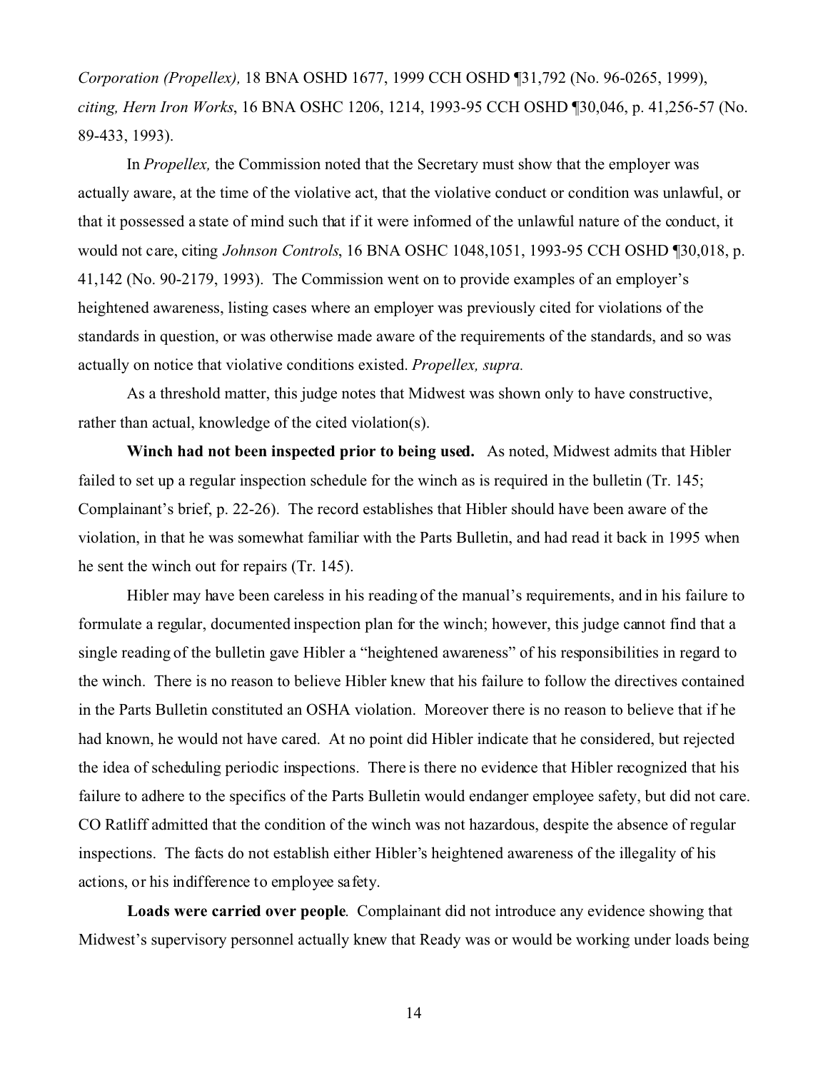*Corporation (Propellex),* 18 BNA OSHD 1677, 1999 CCH OSHD ¶31,792 (No. 96-0265, 1999), *citing, Hern Iron Works*, 16 BNA OSHC 1206, 1214, 1993-95 CCH OSHD ¶30,046, p. 41,256-57 (No. 89-433, 1993).

In *Propellex,* the Commission noted that the Secretary must show that the employer was actually aware, at the time of the violative act, that the violative conduct or condition was unlawful, or that it possessed a state of mind such that if it were informed of the unlawful nature of the conduct, it would not care, citing *Johnson Controls*, 16 BNA OSHC 1048,1051, 1993-95 CCH OSHD ¶30,018, p. 41,142 (No. 90-2179, 1993). The Commission went on to provide examples of an employer's heightened awareness, listing cases where an employer was previously cited for violations of the standards in question, or was otherwise made aware of the requirements of the standards, and so was actually on notice that violative conditions existed. *Propellex, supra.*

As a threshold matter, this judge notes that Midwest was shown only to have constructive, rather than actual, knowledge of the cited violation(s).

**Winch had not been inspected prior to being used.** As noted, Midwest admits that Hibler failed to set up a regular inspection schedule for the winch as is required in the bulletin (Tr. 145; Complainant's brief, p. 22-26). The record establishes that Hibler should have been aware of the violation, in that he was somewhat familiar with the Parts Bulletin, and had read it back in 1995 when he sent the winch out for repairs (Tr. 145).

Hibler may have been careless in his reading of the manual's requirements, and in his failure to formulate a regular, documented inspection plan for the winch; however, this judge cannot find that a single reading of the bulletin gave Hibler a "heightened awareness" of his responsibilities in regard to the winch. There is no reason to believe Hibler knew that his failure to follow the directives contained in the Parts Bulletin constituted an OSHA violation. Moreover there is no reason to believe that if he had known, he would not have cared. At no point did Hibler indicate that he considered, but rejected the idea of scheduling periodic inspections. There is there no evidence that Hibler recognized that his failure to adhere to the specifics of the Parts Bulletin would endanger employee safety, but did not care. CO Ratliff admitted that the condition of the winch was not hazardous, despite the absence of regular inspections. The facts do not establish either Hibler's heightened awareness of the illegality of his actions, or his indifference to employee safety.

**Loads were carried over people***.* Complainant did not introduce any evidence showing that Midwest's supervisory personnel actually knew that Ready was or would be working under loads being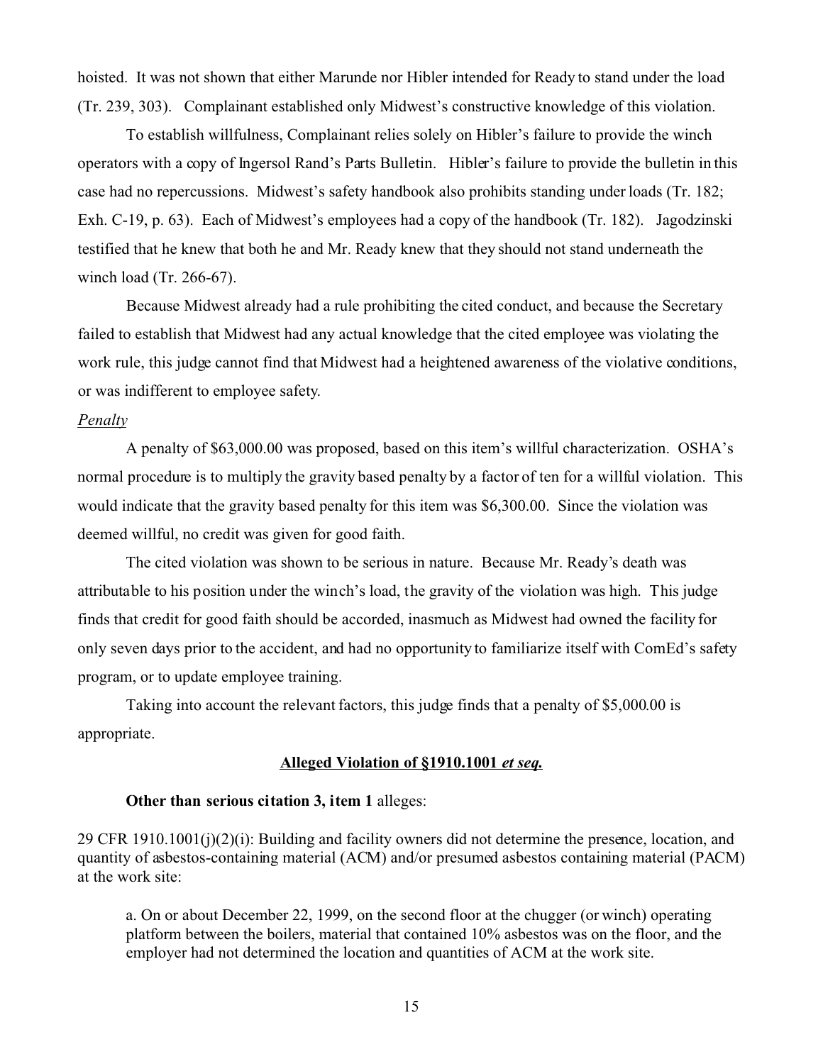hoisted. It was not shown that either Marunde nor Hibler intended for Ready to stand under the load (Tr. 239, 303). Complainant established only Midwest's constructive knowledge of this violation.

To establish willfulness, Complainant relies solely on Hibler's failure to provide the winch operators with a copy of Ingersol Rand's Parts Bulletin. Hibler's failure to provide the bulletin in this case had no repercussions. Midwest's safety handbook also prohibits standing under loads (Tr. 182; Exh. C-19, p. 63). Each of Midwest's employees had a copy of the handbook (Tr. 182). Jagodzinski testified that he knew that both he and Mr. Ready knew that they should not stand underneath the winch load (Tr. 266-67).

Because Midwest already had a rule prohibiting the cited conduct, and because the Secretary failed to establish that Midwest had any actual knowledge that the cited employee was violating the work rule, this judge cannot find that Midwest had a heightened awareness of the violative conditions, or was indifferent to employee safety.

*Penalty*

A penalty of $63,000.00 was proposed, based on this item's willful characterization. OSHA's normal procedure is to multiply the gravity based penalty by a factor of ten for a willful violation. This would indicate that the gravity based penalty for this item was $6,300.00. Since the violation was deemed willful, no credit was given for good faith.

The cited violation was shown to be serious in nature. Because Mr. Ready's death was attributable to his position under the winch's load, the gravity of the violation was high. This judge finds that credit for good faith should be accorded, inasmuch as Midwest had owned the facility for only seven days prior to the accident, and had no opportunity to familiarize itself with ComEd's safety program, or to update employee training.

Taking into account the relevant factors, this judge finds that a penalty of $5,000.00 is appropriate.

**Alleged Violation of §1910.1001 *et seq.***

**Other than serious citation 3, item 1** alleges:

29 CFR 1910.1001(j)(2)(i): Building and facility owners did not determine the presence, location, and quantity of asbestos-containing material (ACM) and/or presumed asbestos containing material (PACM) at the work site:

> a. On or about December 22, 1999, on the second floor at the chugger (or winch) operating platform between the boilers, material that contained 10% asbestos was on the floor, and the employer had not determined the location and quantities of ACM at the work site.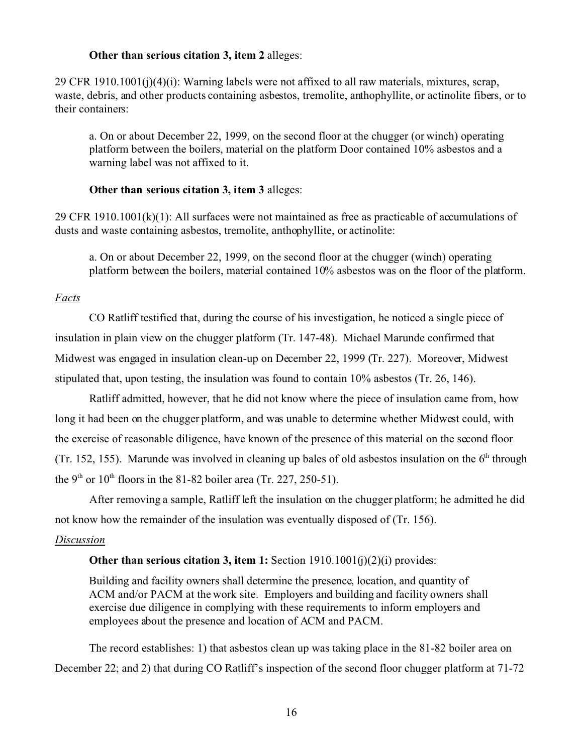**Other than serious citation 3, item 2** alleges:

29 CFR 1910.1001(j)(4)(i): Warning labels were not affixed to all raw materials, mixtures, scrap, waste, debris, and other products containing asbestos, tremolite, anthophyllite, or actinolite fibers, or to their containers:

> a. On or about December 22, 1999, on the second floor at the chugger (or winch) operating platform between the boilers, material on the platform Door contained 10% asbestos and a warning label was not affixed to it.

**Other than serious citation 3, item 3** alleges:

29 CFR 1910.1001(k)(1): All surfaces were not maintained as free as practicable of accumulations of dusts and waste containing asbestos, tremolite, anthophyllite, or actinolite:

> a. On or about December 22, 1999, on the second floor at the chugger (winch) operating platform between the boilers, material contained 10% asbestos was on the floor of the platform.

*Facts*

CO Ratliff testified that, during the course of his investigation, he noticed a single piece of insulation in plain view on the chugger platform (Tr. 147-48). Michael Marunde confirmed that Midwest was engaged in insulation clean-up on December 22, 1999 (Tr. 227). Moreover, Midwest stipulated that, upon testing, the insulation was found to contain 10% asbestos (Tr. 26, 146).

Ratliff admitted, however, that he did not know where the piece of insulation came from, how long it had been on the chugger platform, and was unable to determine whether Midwest could, with the exercise of reasonable diligence, have known of the presence of this material on the second floor (Tr. 152, 155). Marunde was involved in cleaning up bales of old asbestos insulation on the 6th through the 9th or 10th floors in the 81-82 boiler area (Tr. 227, 250-51).

After removing a sample, Ratliff left the insulation on the chugger platform; he admitted he did not know how the remainder of the insulation was eventually disposed of (Tr. 156).

*Discussion*

**Other than serious citation 3, item 1:** Section 1910.1001(j)(2)(i) provides:

> Building and facility owners shall determine the presence, location, and quantity of ACM and/or PACM at the work site. Employers and building and facility owners shall exercise due diligence in complying with these requirements to inform employers and employees about the presence and location of ACM and PACM.

The record establishes: 1) that asbestos clean up was taking place in the 81-82 boiler area on December 22; and 2) that during CO Ratliff's inspection of the second floor chugger platform at 71-72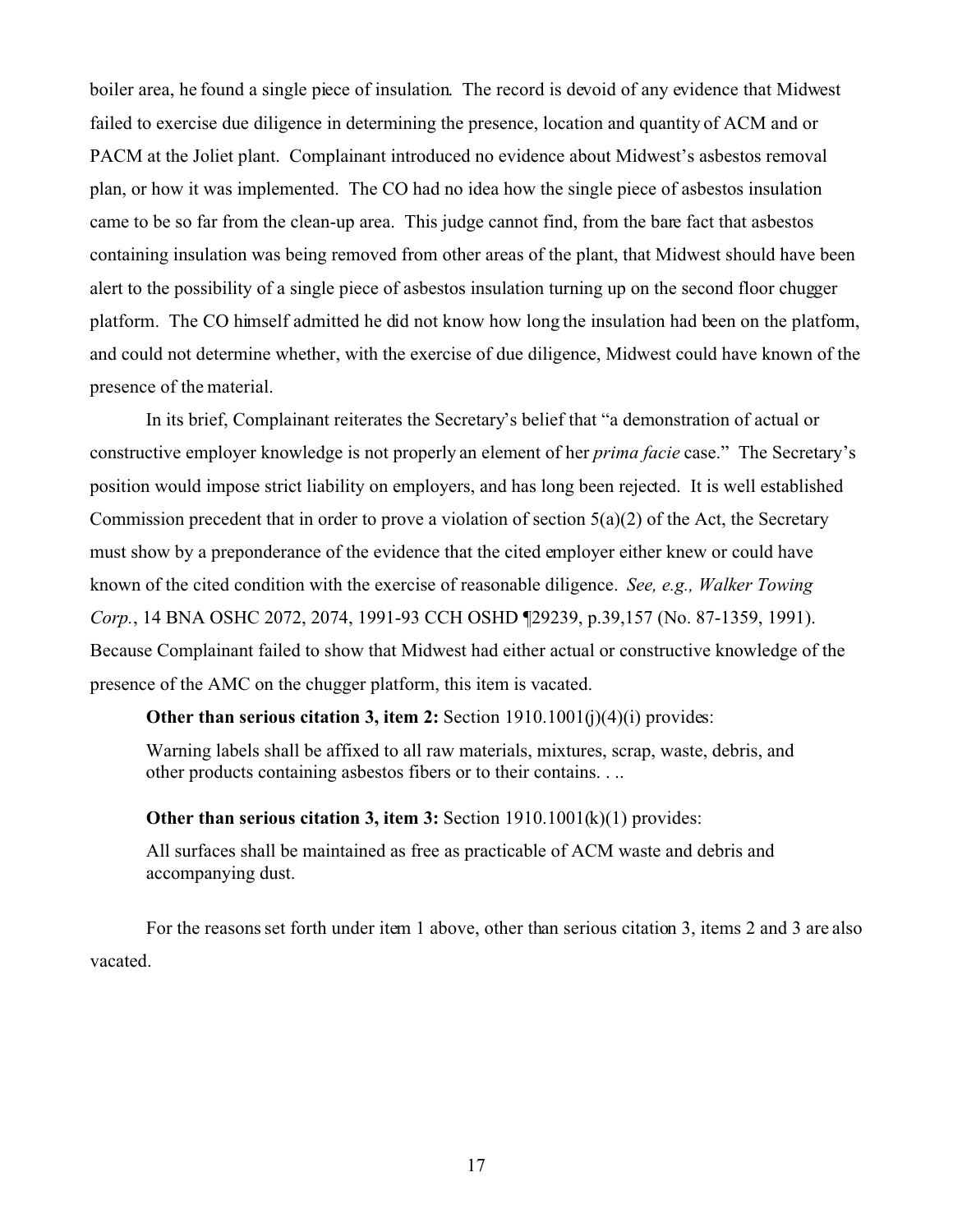boiler area, he found a single piece of insulation. The record is devoid of any evidence that Midwest failed to exercise due diligence in determining the presence, location and quantity of ACM and or PACM at the Joliet plant. Complainant introduced no evidence about Midwest's asbestos removal plan, or how it was implemented. The CO had no idea how the single piece of asbestos insulation came to be so far from the clean-up area. This judge cannot find, from the bare fact that asbestos containing insulation was being removed from other areas of the plant, that Midwest should have been alert to the possibility of a single piece of asbestos insulation turning up on the second floor chugger platform. The CO himself admitted he did not know how long the insulation had been on the platform, and could not determine whether, with the exercise of due diligence, Midwest could have known of the presence of the material.

In its brief, Complainant reiterates the Secretary's belief that "a demonstration of actual or constructive employer knowledge is not properly an element of her *prima facie* case." The Secretary's position would impose strict liability on employers, and has long been rejected. It is well established Commission precedent that in order to prove a violation of section 5(a)(2) of the Act, the Secretary must show by a preponderance of the evidence that the cited employer either knew or could have known of the cited condition with the exercise of reasonable diligence. *See, e.g., Walker Towing Corp.*, 14 BNA OSHC 2072, 2074, 1991-93 CCH OSHD ¶29239, p.39,157 (No. 87-1359, 1991). Because Complainant failed to show that Midwest had either actual or constructive knowledge of the presence of the AMC on the chugger platform, this item is vacated.

**Other than serious citation 3, item 2:** Section 1910.1001(j)(4)(i) provides:

> Warning labels shall be affixed to all raw materials, mixtures, scrap, waste, debris, and other products containing asbestos fibers or to their contains. . ..

**Other than serious citation 3, item 3:** Section 1910.1001(k)(1) provides:

> All surfaces shall be maintained as free as practicable of ACM waste and debris and accompanying dust.

For the reasons set forth under item 1 above, other than serious citation 3, items 2 and 3 are also vacated.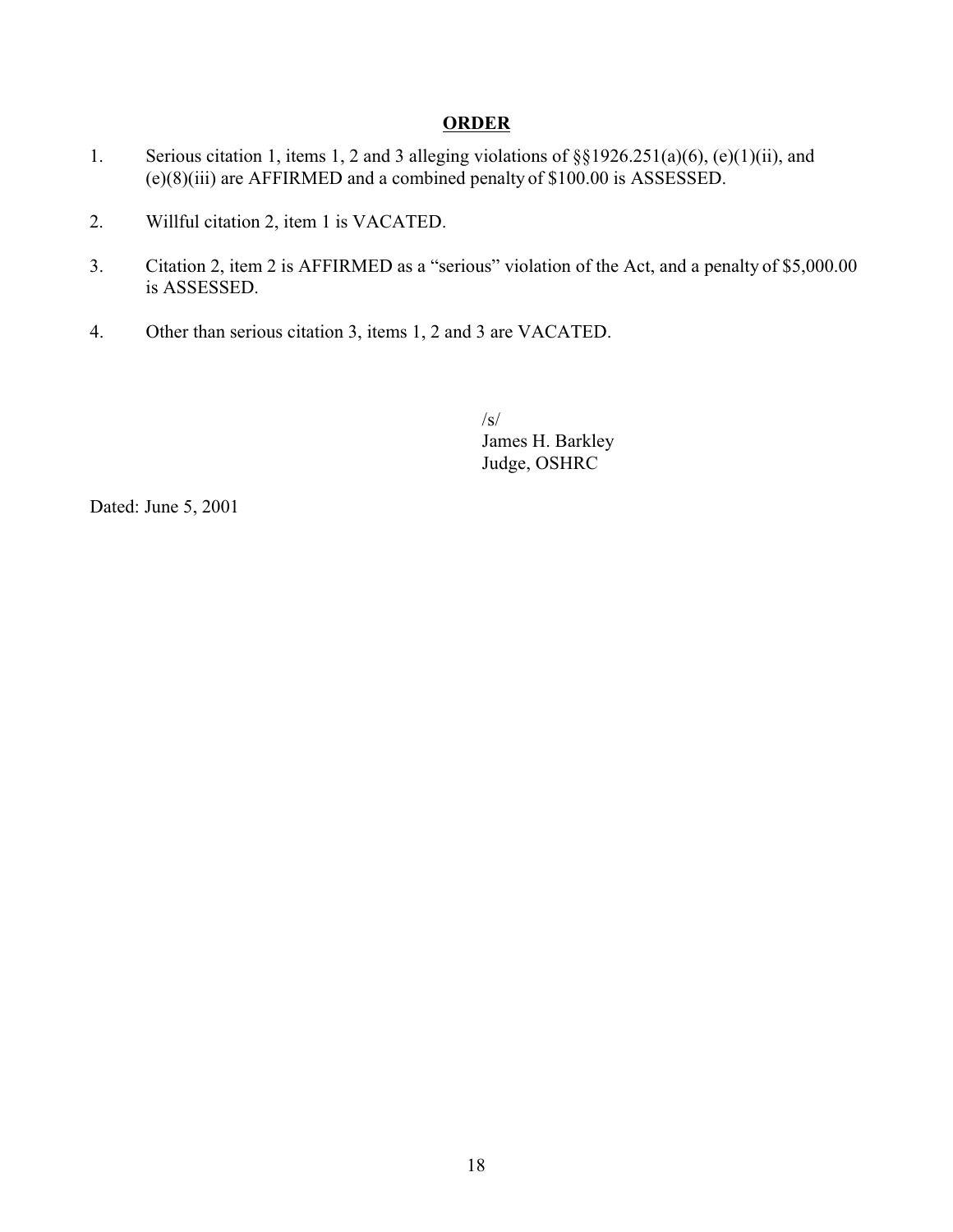## ORDER

1. Serious citation 1, items 1, 2 and 3 alleging violations of §§1926.251(a)(6), (e)(1)(ii), and (e)(8)(iii) are AFFIRMED and a combined penalty of $100.00 is ASSESSED.

2. Willful citation 2, item 1 is VACATED.

3. Citation 2, item 2 is AFFIRMED as a "serious" violation of the Act, and a penalty of $5,000.00 is ASSESSED.

4. Other than serious citation 3, items 1, 2 and 3 are VACATED.

/s/
James H. Barkley
Judge, OSHRC

Dated: June 5, 2001